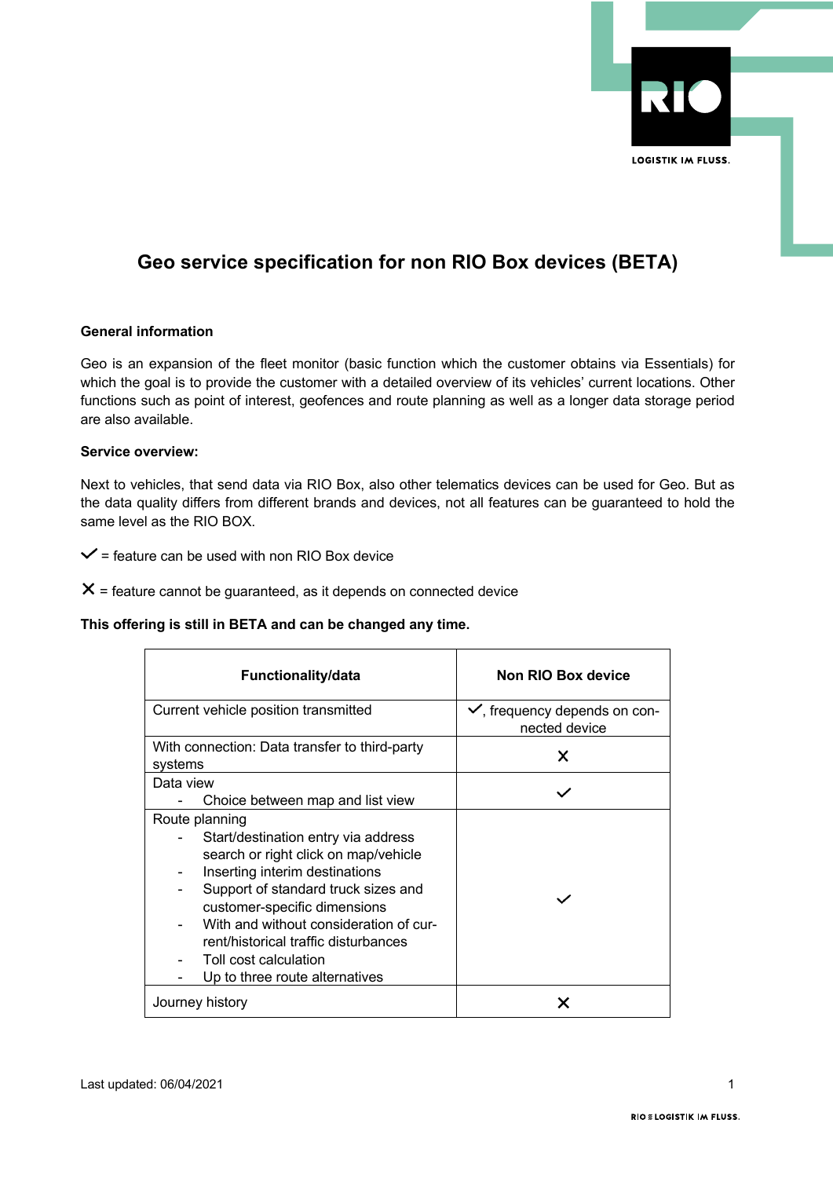# Geo service specification for non RIO Box devices (BETA)

**General information**

Geo is an expansion of the fleet monitor (basic function which the customer obtains via Essentials) for which the goal is to provide the customer with a detailed overview of its vehicles' current locations. Other functions such as point of interest, geofences and route planning as well as a longer data storage period are also available.

**Service overview:**

Next to vehicles, that send data via RIO Box, also other telematics devices can be used for Geo. But as the data quality differs from different brands and devices, not all features can be guaranteed to hold the same level as the RIO BOX.

✓ = feature can be used with non RIO Box device

✕ = feature cannot be guaranteed, as it depends on connected device

**This offering is still in BETA and can be changed any time.**

| Functionality/data | Non RIO Box device |
|---|---|
| Current vehicle position transmitted | ✓, frequency depends on connected device |
| With connection: Data transfer to third-party systems | ✕ |
| Data view<br>- Choice between map and list view | ✓ |
| Route planning<br>- Start/destination entry via address search or right click on map/vehicle<br>- Inserting interim destinations<br>- Support of standard truck sizes and customer-specific dimensions<br>- With and without consideration of current/historical traffic disturbances<br>- Toll cost calculation<br>- Up to three route alternatives | ✓ |
| Journey history | ✕ |

Last updated: 06/04/2021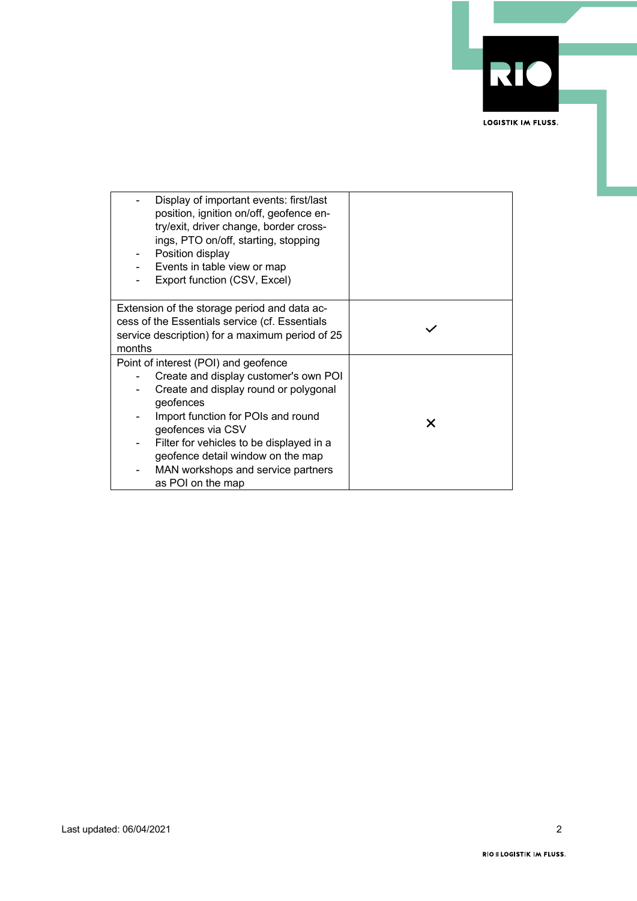| | |
|---|---|
| - Display of important events: first/last position, ignition on/off, geofence entry/exit, driver change, border crossings, PTO on/off, starting, stopping<br>- Position display<br>- Events in table view or map<br>- Export function (CSV, Excel) | |
| Extension of the storage period and data access of the Essentials service (cf. Essentials service description) for a maximum period of 25 months | ✓ |
| Point of interest (POI) and geofence<br>- Create and display customer's own POI<br>- Create and display round or polygonal geofences<br>- Import function for POIs and round geofences via CSV<br>- Filter for vehicles to be displayed in a geofence detail window on the map<br>- MAN workshops and service partners as POI on the map | ✕ |

Last updated: 06/04/2021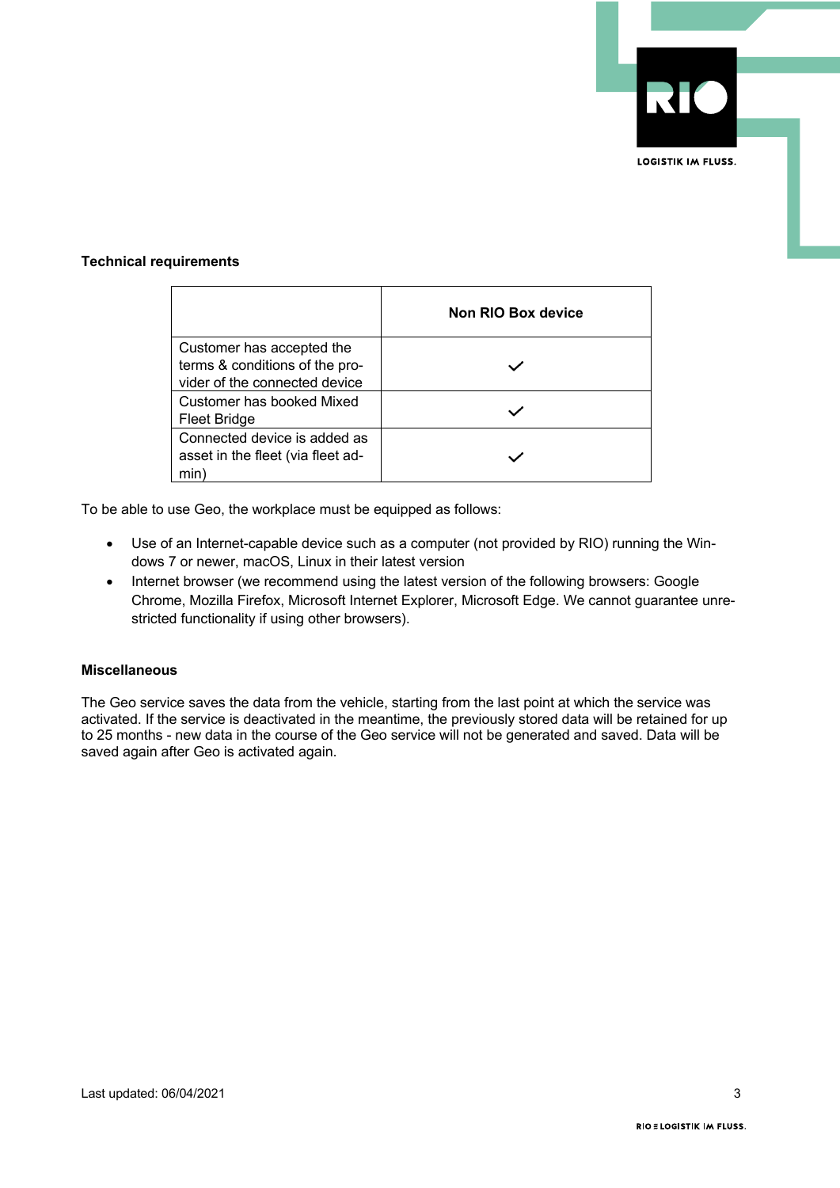**Technical requirements**

| | Non RIO Box device |
|---|---|
| Customer has accepted the terms & conditions of the provider of the connected device | ✓ |
| Customer has booked Mixed Fleet Bridge | ✓ |
| Connected device is added as asset in the fleet (via fleet admin) | ✓ |

To be able to use Geo, the workplace must be equipped as follows:

- Use of an Internet-capable device such as a computer (not provided by RIO) running the Windows 7 or newer, macOS, Linux in their latest version
- Internet browser (we recommend using the latest version of the following browsers: Google Chrome, Mozilla Firefox, Microsoft Internet Explorer, Microsoft Edge. We cannot guarantee unrestricted functionality if using other browsers).

**Miscellaneous**

The Geo service saves the data from the vehicle, starting from the last point at which the service was activated. If the service is deactivated in the meantime, the previously stored data will be retained for up to 25 months - new data in the course of the Geo service will not be generated and saved. Data will be saved again after Geo is activated again.

Last updated: 06/04/2021